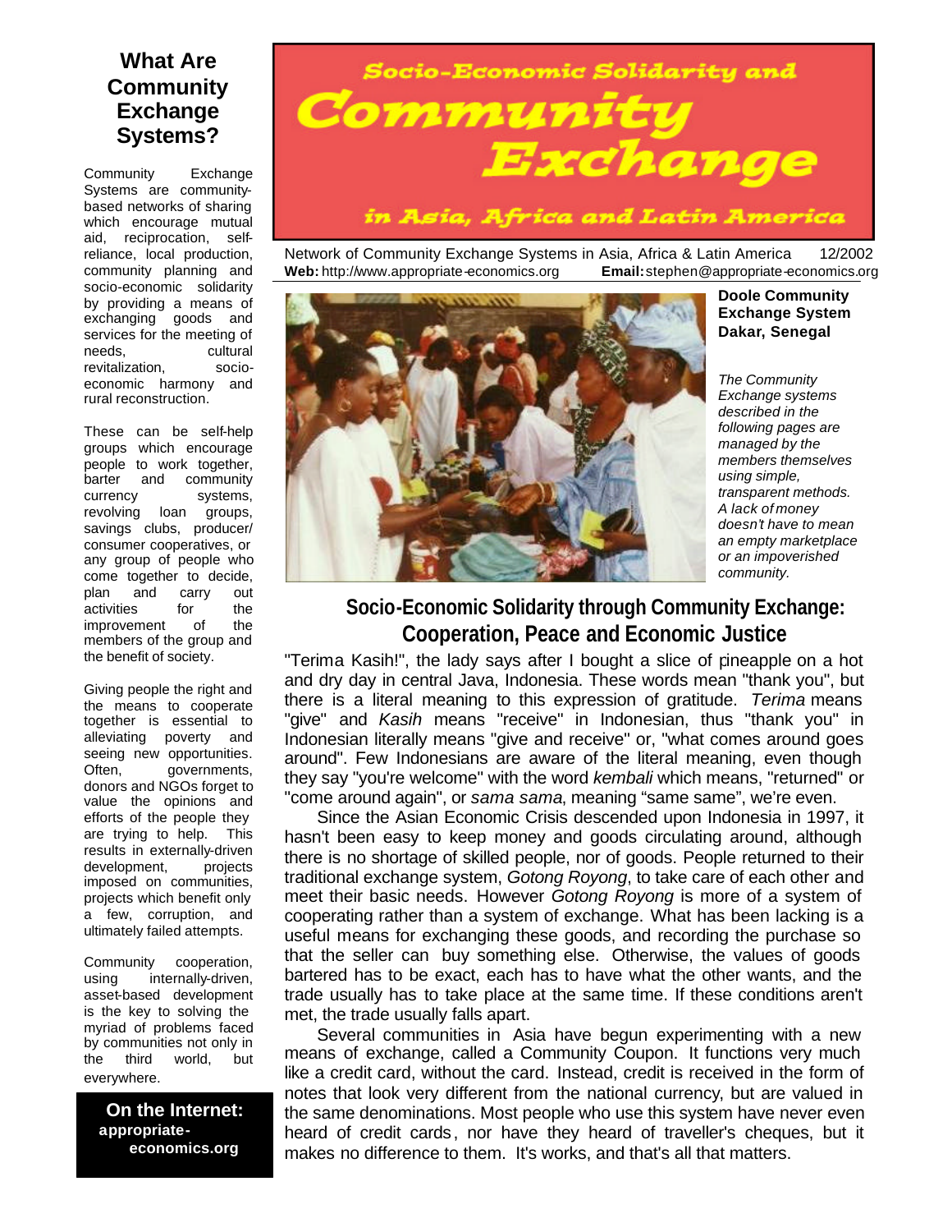# Socio-Economic Solidarity and Community Exchange in Asia, Africa and Latin America

Network of Community Exchange Systems in Asia, Africa & Latin America 12/2002

**Web:** http://www.appropriate-economics.org **Email:** stephen@appropriate-economics.org

## What Are Community Exchange Systems?

Community Exchange Systems are community-based networks of sharing which encourage mutual aid, reciprocation, self-reliance, local production, community planning and socio-economic solidarity by providing a means of exchanging goods and services for the meeting of needs, cultural revitalization, socio-economic harmony and rural reconstruction.

These can be self-help groups which encourage people to work together, barter and community currency systems, revolving loan groups, savings clubs, producer/ consumer cooperatives, or any group of people who come together to decide, plan and carry out activities for the improvement of the members of the group and the benefit of society.

Giving people the right and the means to cooperate together is essential to alleviating poverty and seeing new opportunities. Often, governments, donors and NGOs forget to value the opinions and efforts of the people they are trying to help. This results in externally-driven development, projects imposed on communities, projects which benefit only a few, corruption, and ultimately failed attempts.

Community cooperation, using internally-driven, asset-based development is the key to solving the myriad of problems faced by communities not only in the third world, but everywhere.

**On the Internet: appropriate-economics.org**

**Doole Community Exchange System Dakar, Senegal**

*The Community Exchange systems described in the following pages are managed by the members themselves using simple, transparent methods. A lack of money doesn't have to mean an empty marketplace or an impoverished community.*

## Socio-Economic Solidarity through Community Exchange: Cooperation, Peace and Economic Justice

"Terima Kasih!", the lady says after I bought a slice of pineapple on a hot and dry day in central Java, Indonesia. These words mean "thank you", but there is a literal meaning to this expression of gratitude. *Terima* means "give" and *Kasih* means "receive" in Indonesian, thus "thank you" in Indonesian literally means "give and receive" or, "what comes around goes around". Few Indonesians are aware of the literal meaning, even though they say "you're welcome" with the word *kembali* which means, "returned" or "come around again", or *sama sama*, meaning "same same", we're even.

Since the Asian Economic Crisis descended upon Indonesia in 1997, it hasn't been easy to keep money and goods circulating around, although there is no shortage of skilled people, nor of goods. People returned to their traditional exchange system, *Gotong Royong*, to take care of each other and meet their basic needs. However *Gotong Royong* is more of a system of cooperating rather than a system of exchange. What has been lacking is a useful means for exchanging these goods, and recording the purchase so that the seller can buy something else. Otherwise, the values of goods bartered has to be exact, each has to have what the other wants, and the trade usually has to take place at the same time. If these conditions aren't met, the trade usually falls apart.

Several communities in Asia have begun experimenting with a new means of exchange, called a Community Coupon. It functions very much like a credit card, without the card. Instead, credit is received in the form of notes that look very different from the national currency, but are valued in the same denominations. Most people who use this system have never even heard of credit cards, nor have they heard of traveller's cheques, but it makes no difference to them. It's works, and that's all that matters.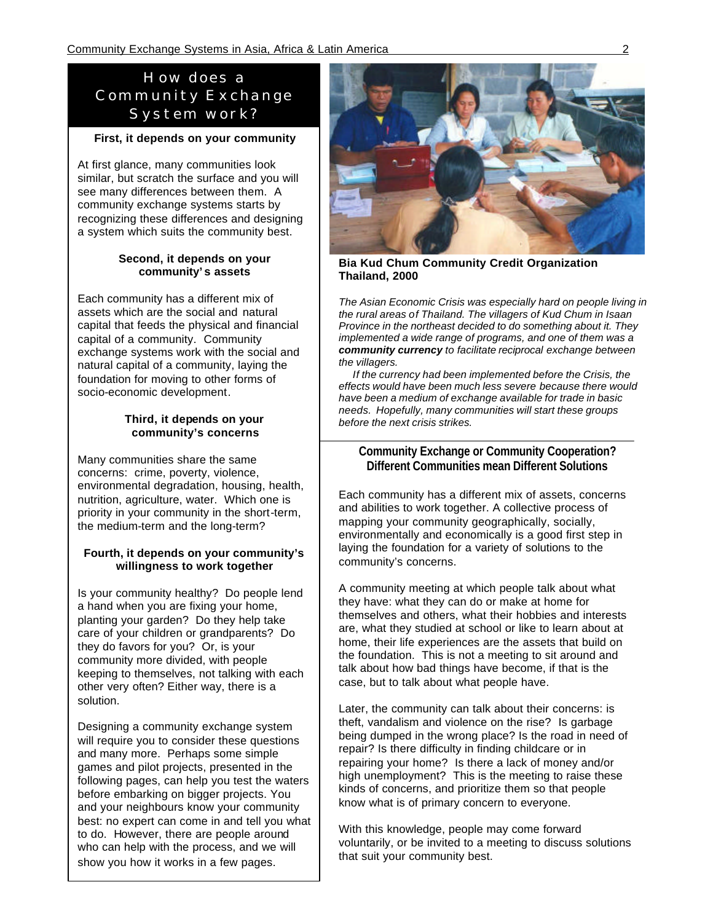## How does a Community Exchange System work?

### First, it depends on your community

At first glance, many communities look similar, but scratch the surface and you will see many differences between them. A community exchange systems starts by recognizing these differences and designing a system which suits the community best.

### Second, it depends on your community's assets

Each community has a different mix of assets which are the social and natural capital that feeds the physical and financial capital of a community. Community exchange systems work with the social and natural capital of a community, laying the foundation for moving to other forms of socio-economic development.

### Third, it depends on your community's concerns

Many communities share the same concerns: crime, poverty, violence, environmental degradation, housing, health, nutrition, agriculture, water. Which one is priority in your community in the short-term, the medium-term and the long-term?

### Fourth, it depends on your community's willingness to work together

Is your community healthy? Do people lend a hand when you are fixing your home, planting your garden? Do they help take care of your children or grandparents? Do they do favors for you? Or, is your community more divided, with people keeping to themselves, not talking with each other very often? Either way, there is a solution.

Designing a community exchange system will require you to consider these questions and many more. Perhaps some simple games and pilot projects, presented in the following pages, can help you test the waters before embarking on bigger projects. You and your neighbours know your community best: no expert can come in and tell you what to do. However, there are people around who can help with the process, and we will show you how it works in a few pages.

**Bia Kud Chum Community Credit Organization Thailand, 2000**

*The Asian Economic Crisis was especially hard on people living in the rural areas of Thailand. The villagers of Kud Chum in Isaan Province in the northeast decided to do something about it. They implemented a wide range of programs, and one of them was a* ***community currency*** *to facilitate reciprocal exchange between the villagers.*

*If the currency had been implemented before the Crisis, the effects would have been much less severe because there would have been a medium of exchange available for trade in basic needs. Hopefully, many communities will start these groups before the next crisis strikes.*

### Community Exchange or Community Cooperation? Different Communities mean Different Solutions

Each community has a different mix of assets, concerns and abilities to work together. A collective process of mapping your community geographically, socially, environmentally and economically is a good first step in laying the foundation for a variety of solutions to the community's concerns.

A community meeting at which people talk about what they have: what they can do or make at home for themselves and others, what their hobbies and interests are, what they studied at school or like to learn about at home, their life experiences are the assets that build on the foundation. This is not a meeting to sit around and talk about how bad things have become, if that is the case, but to talk about what people have.

Later, the community can talk about their concerns: is theft, vandalism and violence on the rise? Is garbage being dumped in the wrong place? Is the road in need of repair? Is there difficulty in finding childcare or in repairing your home? Is there a lack of money and/or high unemployment? This is the meeting to raise these kinds of concerns, and prioritize them so that people know what is of primary concern to everyone.

With this knowledge, people may come forward voluntarily, or be invited to a meeting to discuss solutions that suit your community best.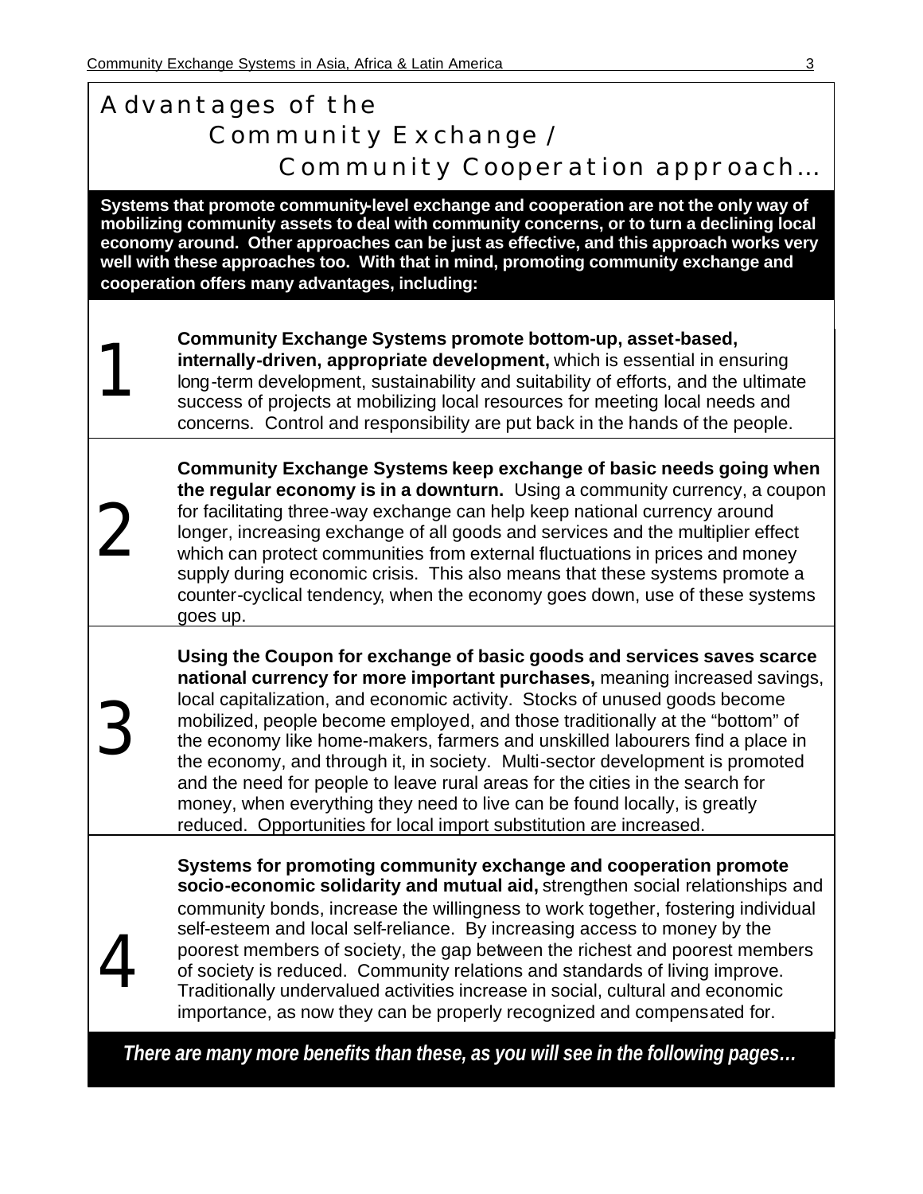# Advantages of the Community Exchange / Community Cooperation approach…

**Systems that promote community-level exchange and cooperation are not the only way of mobilizing community assets to deal with community concerns, or to turn a declining local economy around. Other approaches can be just as effective, and this approach works very well with these approaches too. With that in mind, promoting community exchange and cooperation offers many advantages, including:**

1. **Community Exchange Systems promote bottom-up, asset-based, internally-driven, appropriate development,** which is essential in ensuring long-term development, sustainability and suitability of efforts, and the ultimate success of projects at mobilizing local resources for meeting local needs and concerns. Control and responsibility are put back in the hands of the people.

2. **Community Exchange Systems keep exchange of basic needs going when the regular economy is in a downturn.** Using a community currency, a coupon for facilitating three-way exchange can help keep national currency around longer, increasing exchange of all goods and services and the multiplier effect which can protect communities from external fluctuations in prices and money supply during economic crisis. This also means that these systems promote a counter-cyclical tendency, when the economy goes down, use of these systems goes up.

3. **Using the Coupon for exchange of basic goods and services saves scarce national currency for more important purchases,** meaning increased savings, local capitalization, and economic activity. Stocks of unused goods become mobilized, people become employed, and those traditionally at the "bottom" of the economy like home-makers, farmers and unskilled labourers find a place in the economy, and through it, in society. Multi-sector development is promoted and the need for people to leave rural areas for the cities in the search for money, when everything they need to live can be found locally, is greatly reduced. Opportunities for local import substitution are increased.

4. **Systems for promoting community exchange and cooperation promote socio-economic solidarity and mutual aid,** strengthen social relationships and community bonds, increase the willingness to work together, fostering individual self-esteem and local self-reliance. By increasing access to money by the poorest members of society, the gap between the richest and poorest members of society is reduced. Community relations and standards of living improve. Traditionally undervalued activities increase in social, cultural and economic importance, as now they can be properly recognized and compensated for.

***There are many more benefits than these, as you will see in the following pages…***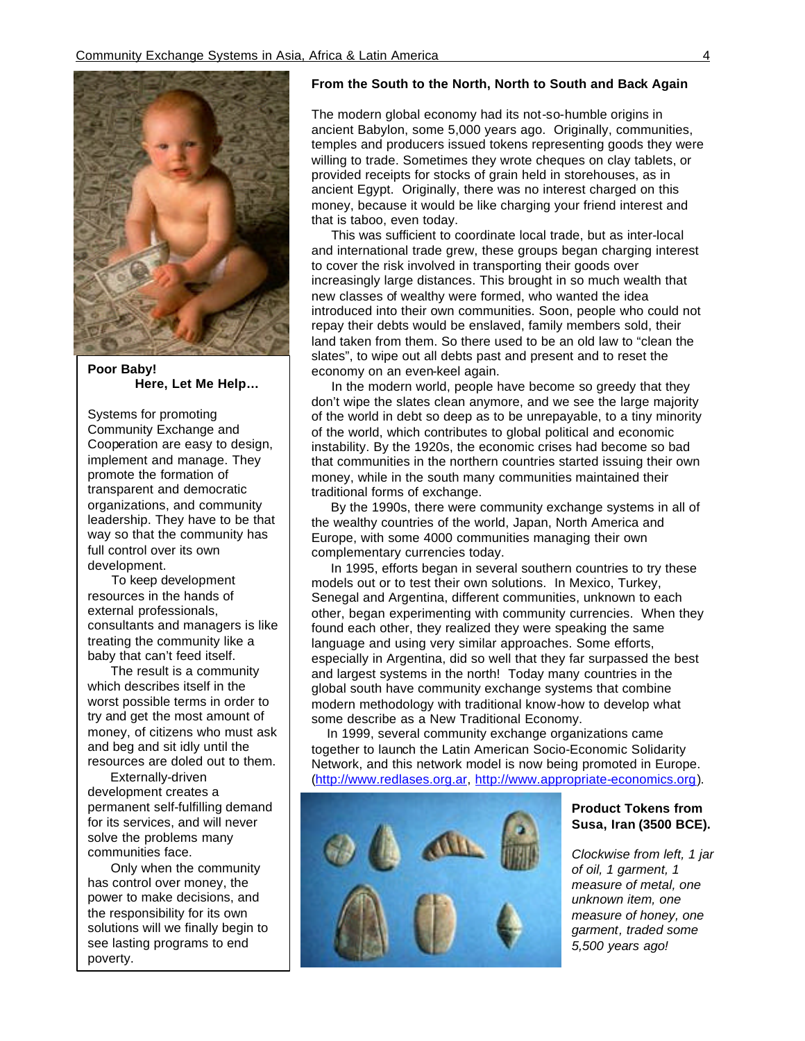**Poor Baby!**
**Here, Let Me Help…**

Systems for promoting Community Exchange and Cooperation are easy to design, implement and manage. They promote the formation of transparent and democratic organizations, and community leadership. They have to be that way so that the community has full control over its own development.

To keep development resources in the hands of external professionals, consultants and managers is like treating the community like a baby that can't feed itself.

The result is a community which describes itself in the worst possible terms in order to try and get the most amount of money, of citizens who must ask and beg and sit idly until the resources are doled out to them.

Externally-driven development creates a permanent self-fulfilling demand for its services, and will never solve the problems many communities face.

Only when the community has control over money, the power to make decisions, and the responsibility for its own solutions will we finally begin to see lasting programs to end poverty.

## From the South to the North, North to South and Back Again

The modern global economy had its not-so-humble origins in ancient Babylon, some 5,000 years ago. Originally, communities, temples and producers issued tokens representing goods they were willing to trade. Sometimes they wrote cheques on clay tablets, or provided receipts for stocks of grain held in storehouses, as in ancient Egypt. Originally, there was no interest charged on this money, because it would be like charging your friend interest and that is taboo, even today.

This was sufficient to coordinate local trade, but as inter-local and international trade grew, these groups began charging interest to cover the risk involved in transporting their goods over increasingly large distances. This brought in so much wealth that new classes of wealthy were formed, who wanted the idea introduced into their own communities. Soon, people who could not repay their debts would be enslaved, family members sold, their land taken from them. So there used to be an old law to "clean the slates", to wipe out all debts past and present and to reset the economy on an even-keel again.

In the modern world, people have become so greedy that they don't wipe the slates clean anymore, and we see the large majority of the world in debt so deep as to be unrepayable, to a tiny minority of the world, which contributes to global political and economic instability. By the 1920s, the economic crises had become so bad that communities in the northern countries started issuing their own money, while in the south many communities maintained their traditional forms of exchange.

By the 1990s, there were community exchange systems in all of the wealthy countries of the world, Japan, North America and Europe, with some 4000 communities managing their own complementary currencies today.

In 1995, efforts began in several southern countries to try these models out or to test their own solutions. In Mexico, Turkey, Senegal and Argentina, different communities, unknown to each other, began experimenting with community currencies. When they found each other, they realized they were speaking the same language and using very similar approaches. Some efforts, especially in Argentina, did so well that they far surpassed the best and largest systems in the north! Today many countries in the global south have community exchange systems that combine modern methodology with traditional know-how to develop what some describe as a New Traditional Economy.

In 1999, several community exchange organizations came together to launch the Latin American Socio-Economic Solidarity Network, and this network model is now being promoted in Europe. (http://www.redlases.org.ar, http://www.appropriate-economics.org).

**Product Tokens from Susa, Iran (3500 BCE).**

*Clockwise from left, 1 jar of oil, 1 garment, 1 measure of metal, one unknown item, one measure of honey, one garment, traded some 5,500 years ago!*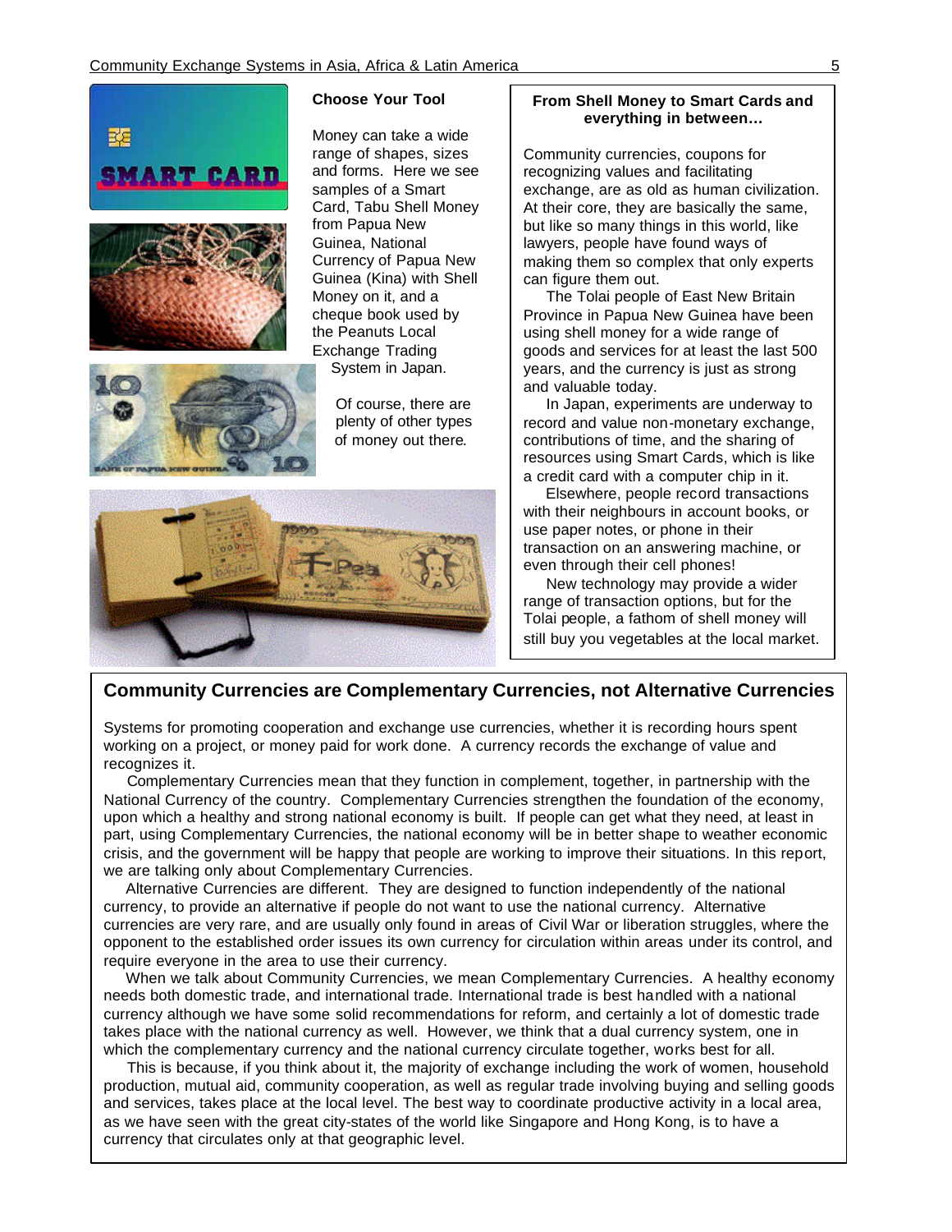### Choose Your Tool

Money can take a wide range of shapes, sizes and forms. Here we see samples of a Smart Card, Tabu Shell Money from Papua New Guinea, National Currency of Papua New Guinea (Kina) with Shell Money on it, and a cheque book used by the Peanuts Local Exchange Trading System in Japan.

Of course, there are plenty of other types of money out there.

### From Shell Money to Smart Cards and everything in between…

Community currencies, coupons for recognizing values and facilitating exchange, are as old as human civilization. At their core, they are basically the same, but like so many things in this world, like lawyers, people have found ways of making them so complex that only experts can figure them out.

The Tolai people of East New Britain Province in Papua New Guinea have been using shell money for a wide range of goods and services for at least the last 500 years, and the currency is just as strong and valuable today.

In Japan, experiments are underway to record and value non-monetary exchange, contributions of time, and the sharing of resources using Smart Cards, which is like a credit card with a computer chip in it.

Elsewhere, people record transactions with their neighbours in account books, or use paper notes, or phone in their transaction on an answering machine, or even through their cell phones!

New technology may provide a wider range of transaction options, but for the Tolai people, a fathom of shell money will still buy you vegetables at the local market.

## Community Currencies are Complementary Currencies, not Alternative Currencies

Systems for promoting cooperation and exchange use currencies, whether it is recording hours spent working on a project, or money paid for work done. A currency records the exchange of value and recognizes it.

Complementary Currencies mean that they function in complement, together, in partnership with the National Currency of the country. Complementary Currencies strengthen the foundation of the economy, upon which a healthy and strong national economy is built. If people can get what they need, at least in part, using Complementary Currencies, the national economy will be in better shape to weather economic crisis, and the government will be happy that people are working to improve their situations. In this report, we are talking only about Complementary Currencies.

Alternative Currencies are different. They are designed to function independently of the national currency, to provide an alternative if people do not want to use the national currency. Alternative currencies are very rare, and are usually only found in areas of Civil War or liberation struggles, where the opponent to the established order issues its own currency for circulation within areas under its control, and require everyone in the area to use their currency.

When we talk about Community Currencies, we mean Complementary Currencies. A healthy economy needs both domestic trade, and international trade. International trade is best handled with a national currency although we have some solid recommendations for reform, and certainly a lot of domestic trade takes place with the national currency as well. However, we think that a dual currency system, one in which the complementary currency and the national currency circulate together, works best for all.

This is because, if you think about it, the majority of exchange including the work of women, household production, mutual aid, community cooperation, as well as regular trade involving buying and selling goods and services, takes place at the local level. The best way to coordinate productive activity in a local area, as we have seen with the great city-states of the world like Singapore and Hong Kong, is to have a currency that circulates only at that geographic level.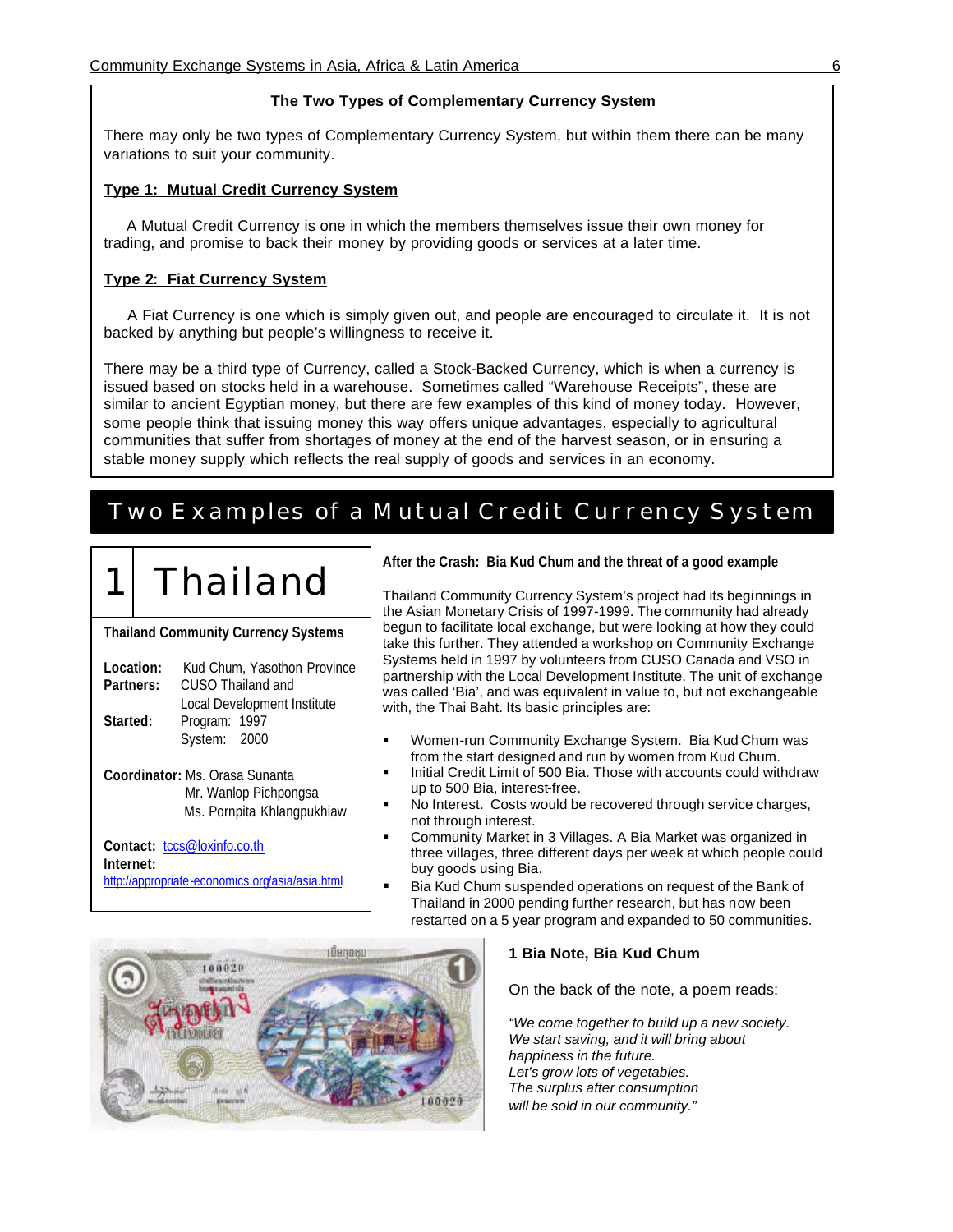### The Two Types of Complementary Currency System

There may only be two types of Complementary Currency System, but within them there can be many variations to suit your community.

**Type 1: Mutual Credit Currency System**

A Mutual Credit Currency is one in which the members themselves issue their own money for trading, and promise to back their money by providing goods or services at a later time.

**Type 2: Fiat Currency System**

A Fiat Currency is one which is simply given out, and people are encouraged to circulate it. It is not backed by anything but people's willingness to receive it.

There may be a third type of Currency, called a Stock-Backed Currency, which is when a currency is issued based on stocks held in a warehouse. Sometimes called "Warehouse Receipts", these are similar to ancient Egyptian money, but there are few examples of this kind of money today. However, some people think that issuing money this way offers unique advantages, especially to agricultural communities that suffer from shortages of money at the end of the harvest season, or in ensuring a stable money supply which reflects the real supply of goods and services in an economy.

## Two Examples of a Mutual Credit Currency System

## 1 Thailand

**Thailand Community Currency Systems**

**Location:** Kud Chum, Yasothon Province
**Partners:** CUSO Thailand and Local Development Institute
**Started:** Program: 1997
System: 2000

**Coordinator:** Ms. Orasa Sunanta
Mr. Wanlop Pichpongsa
Ms. Pornpita Khlangpukhiaw

**Contact:** tccs@loxinfo.co.th
**Internet:** http://appropriate-economics.org/asia/asia.html

### After the Crash: Bia Kud Chum and the threat of a good example

Thailand Community Currency System's project had its beginnings in the Asian Monetary Crisis of 1997-1999. The community had already begun to facilitate local exchange, but were looking at how they could take this further. They attended a workshop on Community Exchange Systems held in 1997 by volunteers from CUSO Canada and VSO in partnership with the Local Development Institute. The unit of exchange was called 'Bia', and was equivalent in value to, but not exchangeable with, the Thai Baht. Its basic principles are:

- Women-run Community Exchange System. Bia Kud Chum was from the start designed and run by women from Kud Chum.
- Initial Credit Limit of 500 Bia. Those with accounts could withdraw up to 500 Bia, interest-free.
- No Interest. Costs would be recovered through service charges, not through interest.
- Community Market in 3 Villages. A Bia Market was organized in three villages, three different days per week at which people could buy goods using Bia.
- Bia Kud Chum suspended operations on request of the Bank of Thailand in 2000 pending further research, but has now been restarted on a 5 year program and expanded to 50 communities.

**1 Bia Note, Bia Kud Chum**

On the back of the note, a poem reads:

*"We come together to build up a new society.
We start saving, and it will bring about happiness in the future.
Let's grow lots of vegetables.
The surplus after consumption will be sold in our community."*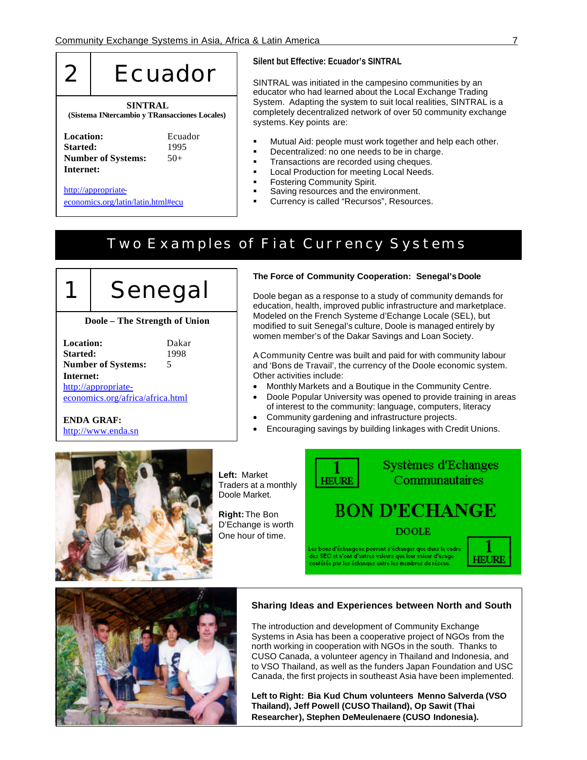## 2 Ecuador

**SINTRAL**
**(Sistema INtercambio y TRansacciones Locales)**

**Location:** Ecuador
**Started:** 1995
**Number of Systems:** 50+
**Internet:**

http://appropriate-economics.org/latin/latin.html#ecu

### Silent but Effective: Ecuador's SINTRAL

SINTRAL was initiated in the campesino communities by an educator who had learned about the Local Exchange Trading System. Adapting the system to suit local realities, SINTRAL is a completely decentralized network of over 50 community exchange systems. Key points are:

- Mutual Aid: people must work together and help each other.
- Decentralized: no one needs to be in charge.
- Transactions are recorded using cheques.
- Local Production for meeting Local Needs.
- Fostering Community Spirit.
- Saving resources and the environment.
- Currency is called "Recursos", Resources.

# Two Examples of Fiat Currency Systems

## 1 Senegal

**Doole – The Strength of Union**

**Location:** Dakar
**Started:** 1998
**Number of Systems:** 5
**Internet:**
http://appropriate-economics.org/africa/africa.html

**ENDA GRAF:**
http://www.enda.sn

### The Force of Community Cooperation: Senegal's Doole

Doole began as a response to a study of community demands for education, health, improved public infrastructure and marketplace. Modeled on the French Systeme d'Echange Locale (SEL), but modified to suit Senegal's culture, Doole is managed entirely by women member's of the Dakar Savings and Loan Society.

A Community Centre was built and paid for with community labour and 'Bons de Travail', the currency of the Doole economic system. Other activities include:

- Monthly Markets and a Boutique in the Community Centre.
- Doole Popular University was opened to provide training in areas of interest to the community: language, computers, literacy
- Community gardening and infrastructure projects.
- Encouraging savings by building linkages with Credit Unions.

**Left:** Market Traders at a monthly Doole Market.

**Right:** The Bon D'Echange is worth One hour of time.

### Sharing Ideas and Experiences between North and South

The introduction and development of Community Exchange Systems in Asia has been a cooperative project of NGOs from the north working in cooperation with NGOs in the south. Thanks to CUSO Canada, a volunteer agency in Thailand and Indonesia, and to VSO Thailand, as well as the funders Japan Foundation and USC Canada, the first projects in southeast Asia have been implemented.

**Left to Right: Bia Kud Chum volunteers Menno Salverda (VSO Thailand), Jeff Powell (CUSO Thailand), Op Sawit (Thai Researcher), Stephen DeMeulenaere (CUSO Indonesia).**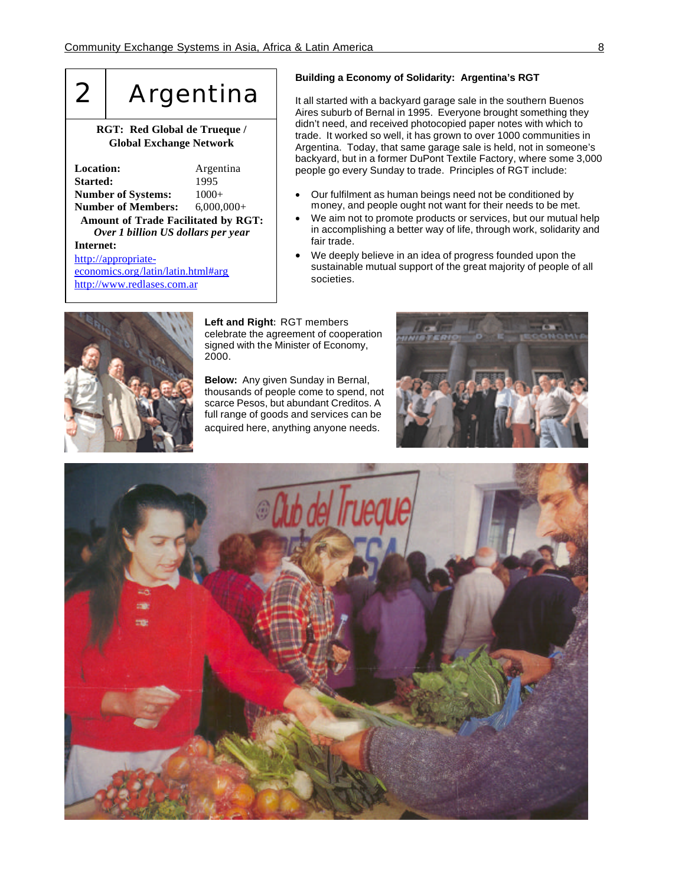# 2 Argentina

**RGT: Red Global de Trueque / Global Exchange Network**

| | |
|---|---|
| **Location:** | Argentina |
| **Started:** | 1995 |
| **Number of Systems:** | 1000+ |
| **Number of Members:** | 6,000,000+ |

**Amount of Trade Facilitated by RGT:**
***Over 1 billion US dollars per year***

**Internet:**
http://appropriate-economics.org/latin/latin.html#arg
http://www.redlases.com.ar

### Building a Economy of Solidarity: Argentina's RGT

It all started with a backyard garage sale in the southern Buenos Aires suburb of Bernal in 1995. Everyone brought something they didn't need, and received photocopied paper notes with which to trade. It worked so well, it has grown to over 1000 communities in Argentina. Today, that same garage sale is held, not in someone's backyard, but in a former DuPont Textile Factory, where some 3,000 people go every Sunday to trade. Principles of RGT include:

- Our fulfilment as human beings need not be conditioned by money, and people ought not want for their needs to be met.
- We aim not to promote products or services, but our mutual help in accomplishing a better way of life, through work, solidarity and fair trade.
- We deeply believe in an idea of progress founded upon the sustainable mutual support of the great majority of people of all societies.

**Left and Right**: RGT members celebrate the agreement of cooperation signed with the Minister of Economy, 2000.

**Below:** Any given Sunday in Bernal, thousands of people come to spend, not scarce Pesos, but abundant Creditos. A full range of goods and services can be acquired here, anything anyone needs.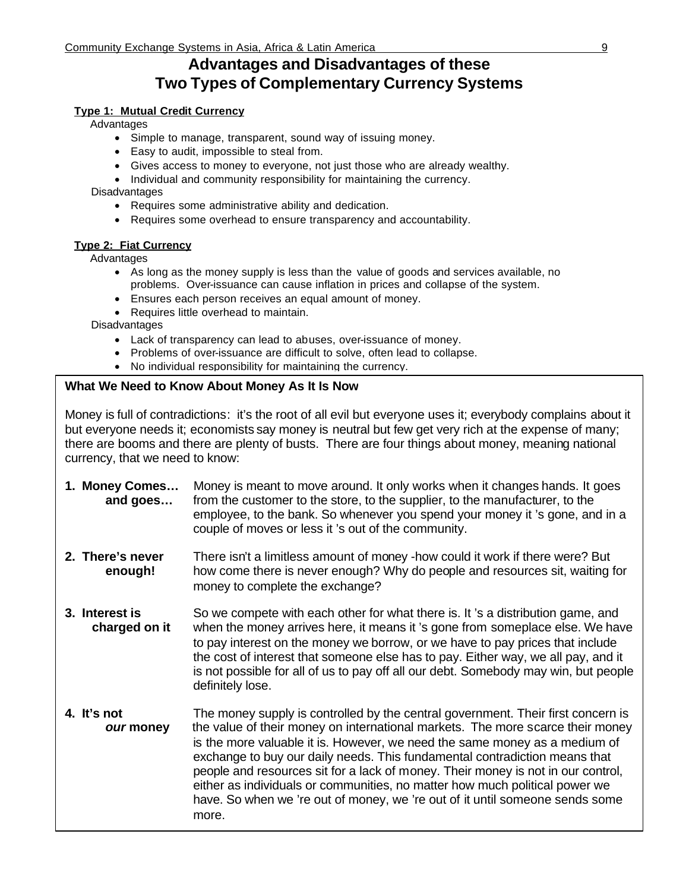# Advantages and Disadvantages of these Two Types of Complementary Currency Systems

**Type 1: Mutual Credit Currency**

Advantages

- Simple to manage, transparent, sound way of issuing money.
- Easy to audit, impossible to steal from.
- Gives access to money to everyone, not just those who are already wealthy.
- Individual and community responsibility for maintaining the currency.

Disadvantages

- Requires some administrative ability and dedication.
- Requires some overhead to ensure transparency and accountability.

**Type 2: Fiat Currency**

Advantages

- As long as the money supply is less than the value of goods and services available, no problems. Over-issuance can cause inflation in prices and collapse of the system.
- Ensures each person receives an equal amount of money.
- Requires little overhead to maintain.

Disadvantages

- Lack of transparency can lead to abuses, over-issuance of money.
- Problems of over-issuance are difficult to solve, often lead to collapse.
- No individual responsibility for maintaining the currency.

## What We Need to Know About Money As It Is Now

Money is full of contradictions: it's the root of all evil but everyone uses it; everybody complains about it but everyone needs it; economists say money is neutral but few get very rich at the expense of many; there are booms and there are plenty of busts. There are four things about money, meaning national currency, that we need to know:

**1. Money Comes… and goes…** Money is meant to move around. It only works when it changes hands. It goes from the customer to the store, to the supplier, to the manufacturer, to the employee, to the bank. So whenever you spend your money it 's gone, and in a couple of moves or less it 's out of the community.

**2. There's never enough!** There isn't a limitless amount of money -how could it work if there were? But how come there is never enough? Why do people and resources sit, waiting for money to complete the exchange?

**3. Interest is charged on it** So we compete with each other for what there is. It 's a distribution game, and when the money arrives here, it means it 's gone from someplace else. We have to pay interest on the money we borrow, or we have to pay prices that include the cost of interest that someone else has to pay. Either way, we all pay, and it is not possible for all of us to pay off all our debt. Somebody may win, but people definitely lose.

**4. It's not *our* money** The money supply is controlled by the central government. Their first concern is the value of their money on international markets. The more scarce their money is the more valuable it is. However, we need the same money as a medium of exchange to buy our daily needs. This fundamental contradiction means that people and resources sit for a lack of money. Their money is not in our control, either as individuals or communities, no matter how much political power we have. So when we 're out of money, we 're out of it until someone sends some more.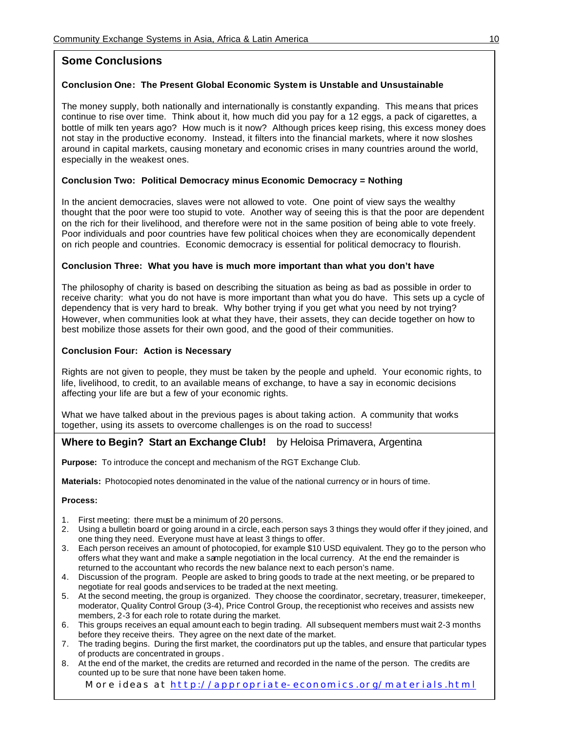## Some Conclusions

**Conclusion One: The Present Global Economic System is Unstable and Unsustainable**

The money supply, both nationally and internationally is constantly expanding. This means that prices continue to rise over time. Think about it, how much did you pay for a 12 eggs, a pack of cigarettes, a bottle of milk ten years ago? How much is it now? Although prices keep rising, this excess money does not stay in the productive economy. Instead, it filters into the financial markets, where it now sloshes around in capital markets, causing monetary and economic crises in many countries around the world, especially in the weakest ones.

**Conclusion Two: Political Democracy minus Economic Democracy = Nothing**

In the ancient democracies, slaves were not allowed to vote. One point of view says the wealthy thought that the poor were too stupid to vote. Another way of seeing this is that the poor are dependent on the rich for their livelihood, and therefore were not in the same position of being able to vote freely. Poor individuals and poor countries have few political choices when they are economically dependent on rich people and countries. Economic democracy is essential for political democracy to flourish.

**Conclusion Three: What you have is much more important than what you don't have**

The philosophy of charity is based on describing the situation as being as bad as possible in order to receive charity: what you do not have is more important than what you do have. This sets up a cycle of dependency that is very hard to break. Why bother trying if you get what you need by not trying? However, when communities look at what they have, their assets, they can decide together on how to best mobilize those assets for their own good, and the good of their communities.

**Conclusion Four: Action is Necessary**

Rights are not given to people, they must be taken by the people and upheld. Your economic rights, to life, livelihood, to credit, to an available means of exchange, to have a say in economic decisions affecting your life are but a few of your economic rights.

What we have talked about in the previous pages is about taking action. A community that works together, using its assets to overcome challenges is on the road to success!

## Where to Begin? Start an Exchange Club! by Heloisa Primavera, Argentina

**Purpose:** To introduce the concept and mechanism of the RGT Exchange Club.

**Materials:** Photocopied notes denominated in the value of the national currency or in hours of time.

**Process:**

1. First meeting: there must be a minimum of 20 persons.
2. Using a bulletin board or going around in a circle, each person says 3 things they would offer if they joined, and one thing they need. Everyone must have at least 3 things to offer.
3. Each person receives an amount of photocopied, for example $10 USD equivalent. They go to the person who offers what they want and make a sample negotiation in the local currency. At the end the remainder is returned to the accountant who records the new balance next to each person's name.
4. Discussion of the program. People are asked to bring goods to trade at the next meeting, or be prepared to negotiate for real goods and services to be traded at the next meeting.
5. At the second meeting, the group is organized. They choose the coordinator, secretary, treasurer, timekeeper, moderator, Quality Control Group (3-4), Price Control Group, the receptionist who receives and assists new members, 2-3 for each role to rotate during the market.
6. This groups receives an equal amount each to begin trading. All subsequent members must wait 2-3 months before they receive theirs. They agree on the next date of the market.
7. The trading begins. During the first market, the coordinators put up the tables, and ensure that particular types of products are concentrated in groups.
8. At the end of the market, the credits are returned and recorded in the name of the person. The credits are counted up to be sure that none have been taken home.

More ideas at http://appropriate-economics.org/materials.html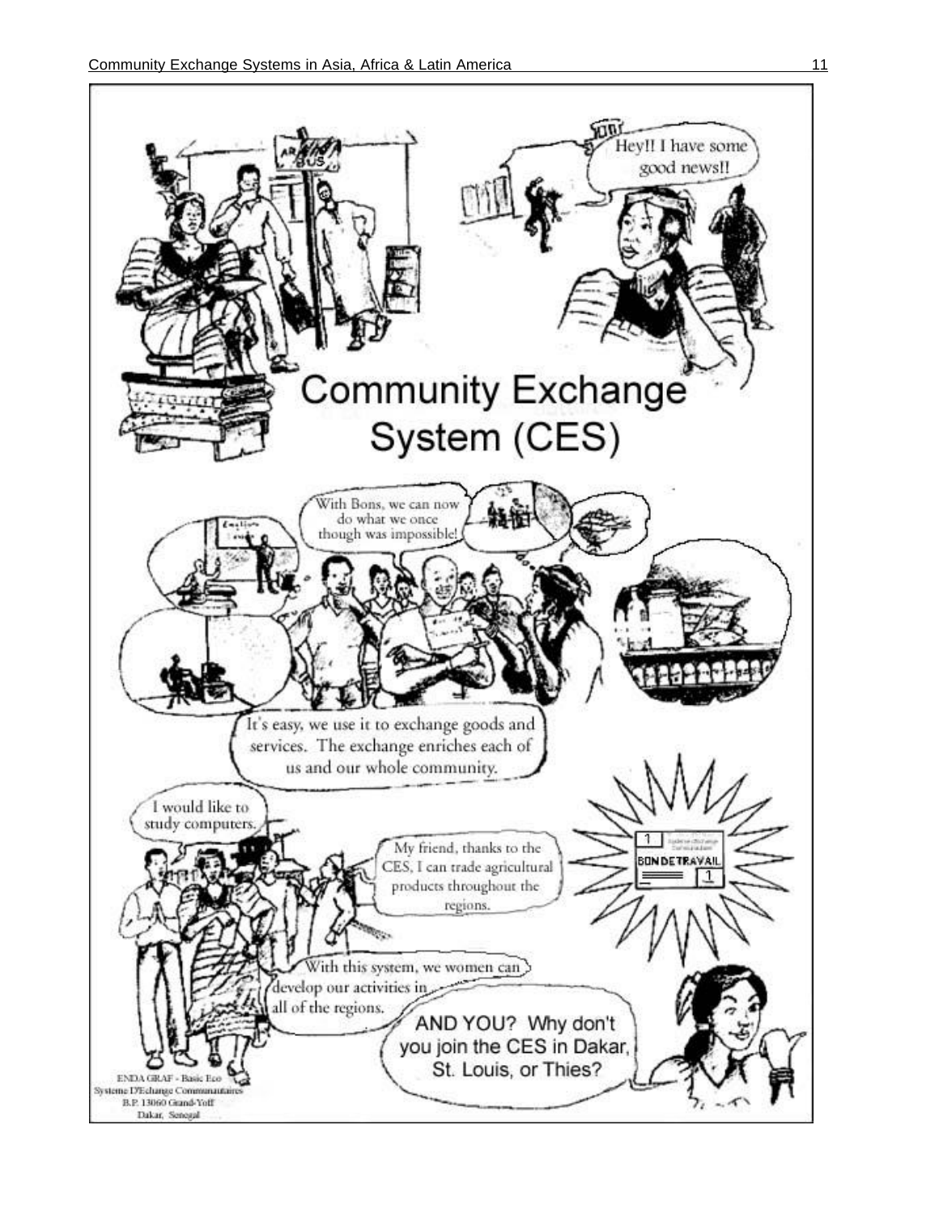# Community Exchange System (CES)

Hey!! I have some good news!!

With Bons, we can now do what we once though was impossible!

It's easy, we use it to exchange goods and services. The exchange enriches each of us and our whole community.

I would like to study computers.

My friend, thanks to the CES, I can trade agricultural products throughout the regions.

BON DE TRAVAIL

With this system, we women can develop our activities in all of the regions.

AND YOU? Why don't you join the CES in Dakar, St. Louis, or Thies?

ENDA GRAF - Basic Eco
Systeme D'Echange Communautaires
B.P. 13060 Grand-Yoff
Dakar, Senegal